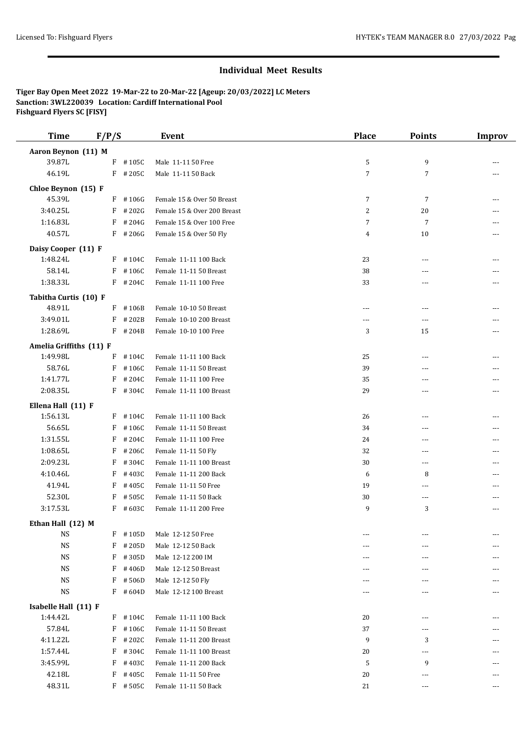## Individual Meet Results

**Tiger Bay Open Meet 2022 19-Mar-22 to 20-Mar-22 [Ageup: 20/03/2022] LC Meters**
**Sanction: 3WL220039 Location: Cardiff International Pool**
**Fishguard Flyers SC [FISY]**

| Time | F/P/S | | Event | Place | Points | Improv |
|---|---|---|---|---|---|---|
| **Aaron Beynon (11) M** | | | | | | |
| 39.87L | F | #105C | Male 11-11 50 Free | 5 | 9 | --- |
| 46.19L | F | #205C | Male 11-11 50 Back | 7 | 7 | --- |
| **Chloe Beynon (15) F** | | | | | | |
| 45.39L | F | #106G | Female 15 & Over 50 Breast | 7 | 7 | --- |
| 3:40.25L | F | #202G | Female 15 & Over 200 Breast | 2 | 20 | --- |
| 1:16.83L | F | #204G | Female 15 & Over 100 Free | 7 | 7 | --- |
| 40.57L | F | #206G | Female 15 & Over 50 Fly | 4 | 10 | --- |
| **Daisy Cooper (11) F** | | | | | | |
| 1:48.24L | F | #104C | Female 11-11 100 Back | 23 | --- | --- |
| 58.14L | F | #106C | Female 11-11 50 Breast | 38 | --- | --- |
| 1:38.33L | F | #204C | Female 11-11 100 Free | 33 | --- | --- |
| **Tabitha Curtis (10) F** | | | | | | |
| 48.91L | F | #106B | Female 10-10 50 Breast | --- | --- | --- |
| 3:49.01L | F | #202B | Female 10-10 200 Breast | --- | --- | --- |
| 1:28.69L | F | #204B | Female 10-10 100 Free | 3 | 15 | --- |
| **Amelia Griffiths (11) F** | | | | | | |
| 1:49.98L | F | #104C | Female 11-11 100 Back | 25 | --- | --- |
| 58.76L | F | #106C | Female 11-11 50 Breast | 39 | --- | --- |
| 1:41.77L | F | #204C | Female 11-11 100 Free | 35 | --- | --- |
| 2:08.35L | F | #304C | Female 11-11 100 Breast | 29 | --- | --- |
| **Ellena Hall (11) F** | | | | | | |
| 1:56.13L | F | #104C | Female 11-11 100 Back | 26 | --- | --- |
| 56.65L | F | #106C | Female 11-11 50 Breast | 34 | --- | --- |
| 1:31.55L | F | #204C | Female 11-11 100 Free | 24 | --- | --- |
| 1:08.65L | F | #206C | Female 11-11 50 Fly | 32 | --- | --- |
| 2:09.23L | F | #304C | Female 11-11 100 Breast | 30 | --- | --- |
| 4:10.46L | F | #403C | Female 11-11 200 Back | 6 | 8 | --- |
| 41.94L | F | #405C | Female 11-11 50 Free | 19 | --- | --- |
| 52.30L | F | #505C | Female 11-11 50 Back | 30 | --- | --- |
| 3:17.53L | F | #603C | Female 11-11 200 Free | 9 | 3 | --- |
| **Ethan Hall (12) M** | | | | | | |
| NS | F | #105D | Male 12-12 50 Free | --- | --- | --- |
| NS | F | #205D | Male 12-12 50 Back | --- | --- | --- |
| NS | F | #305D | Male 12-12 200 IM | --- | --- | --- |
| NS | F | #406D | Male 12-12 50 Breast | --- | --- | --- |
| NS | F | #506D | Male 12-12 50 Fly | --- | --- | --- |
| NS | F | #604D | Male 12-12 100 Breast | --- | --- | --- |
| **Isabelle Hall (11) F** | | | | | | |
| 1:44.42L | F | #104C | Female 11-11 100 Back | 20 | --- | --- |
| 57.84L | F | #106C | Female 11-11 50 Breast | 37 | --- | --- |
| 4:11.22L | F | #202C | Female 11-11 200 Breast | 9 | 3 | --- |
| 1:57.44L | F | #304C | Female 11-11 100 Breast | 20 | --- | --- |
| 3:45.99L | F | #403C | Female 11-11 200 Back | 5 | 9 | --- |
| 42.18L | F | #405C | Female 11-11 50 Free | 20 | --- | --- |
| 48.31L | F | #505C | Female 11-11 50 Back | 21 | --- | --- |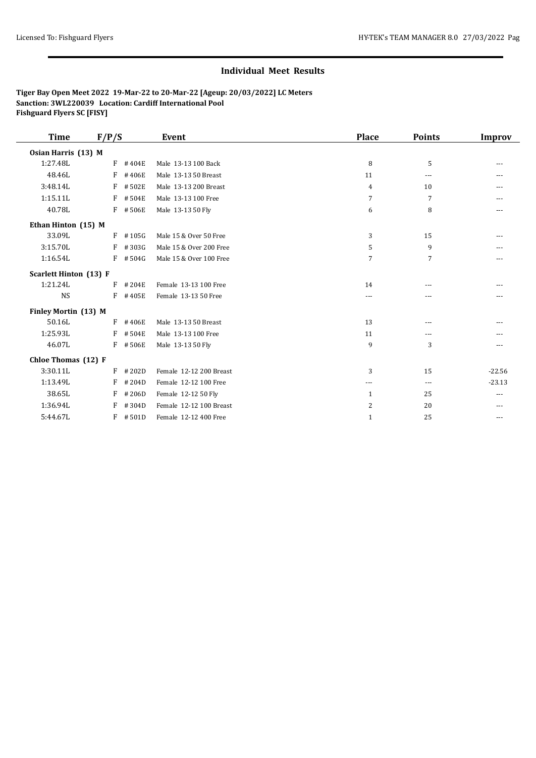## Individual Meet Results

**Tiger Bay Open Meet 2022 19-Mar-22 to 20-Mar-22 [Ageup: 20/03/2022] LC Meters**
**Sanction: 3WL220039 Location: Cardiff International Pool**
**Fishguard Flyers SC [FISY]**

| Time | F/P/S | | Event | Place | Points | Improv |
|---|---|---|---|---|---|---|
| **Osian Harris (13) M** | | | | | | |
| 1:27.48L | F | #404E | Male 13-13 100 Back | 8 | 5 | --- |
| 48.46L | F | #406E | Male 13-13 50 Breast | 11 | --- | --- |
| 3:48.14L | F | #502E | Male 13-13 200 Breast | 4 | 10 | --- |
| 1:15.11L | F | #504E | Male 13-13 100 Free | 7 | 7 | --- |
| 40.78L | F | #506E | Male 13-13 50 Fly | 6 | 8 | --- |
| **Ethan Hinton (15) M** | | | | | | |
| 33.09L | F | #105G | Male 15 & Over 50 Free | 3 | 15 | --- |
| 3:15.70L | F | #303G | Male 15 & Over 200 Free | 5 | 9 | --- |
| 1:16.54L | F | #504G | Male 15 & Over 100 Free | 7 | 7 | --- |
| **Scarlett Hinton (13) F** | | | | | | |
| 1:21.24L | F | #204E | Female 13-13 100 Free | 14 | --- | --- |
| NS | F | #405E | Female 13-13 50 Free | --- | --- | --- |
| **Finley Mortin (13) M** | | | | | | |
| 50.16L | F | #406E | Male 13-13 50 Breast | 13 | --- | --- |
| 1:25.93L | F | #504E | Male 13-13 100 Free | 11 | --- | --- |
| 46.07L | F | #506E | Male 13-13 50 Fly | 9 | 3 | --- |
| **Chloe Thomas (12) F** | | | | | | |
| 3:30.11L | F | #202D | Female 12-12 200 Breast | 3 | 15 | -22.56 |
| 1:13.49L | F | #204D | Female 12-12 100 Free | --- | --- | -23.13 |
| 38.65L | F | #206D | Female 12-12 50 Fly | 1 | 25 | --- |
| 1:36.94L | F | #304D | Female 12-12 100 Breast | 2 | 20 | --- |
| 5:44.67L | F | #501D | Female 12-12 400 Free | 1 | 25 | --- |